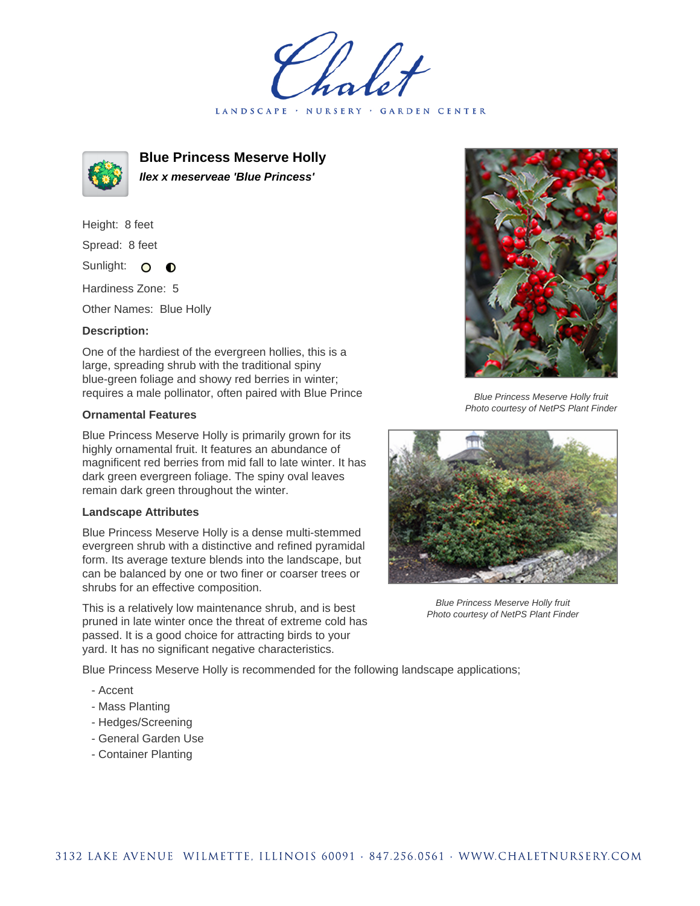Chalet

LANDSCAPE · NURSERY · GARDEN CENTER

## Blue Princess Meserve Holly

***Ilex x meserveae 'Blue Princess'***

Height: 8 feet

Spread: 8 feet

Sunlight: ○ ◐

Hardiness Zone: 5

Other Names: Blue Holly

**Description:**

One of the hardiest of the evergreen hollies, this is a large, spreading shrub with the traditional spiny blue-green foliage and showy red berries in winter; requires a male pollinator, often paired with Blue Prince

### Ornamental Features

Blue Princess Meserve Holly is primarily grown for its highly ornamental fruit. It features an abundance of magnificent red berries from mid fall to late winter. It has dark green evergreen foliage. The spiny oval leaves remain dark green throughout the winter.

### Landscape Attributes

Blue Princess Meserve Holly is a dense multi-stemmed evergreen shrub with a distinctive and refined pyramidal form. Its average texture blends into the landscape, but can be balanced by one or two finer or coarser trees or shrubs for an effective composition.

This is a relatively low maintenance shrub, and is best pruned in late winter once the threat of extreme cold has passed. It is a good choice for attracting birds to your yard. It has no significant negative characteristics.

Blue Princess Meserve Holly is recommended for the following landscape applications;

- Accent
- Mass Planting
- Hedges/Screening
- General Garden Use
- Container Planting

*Blue Princess Meserve Holly fruit*
*Photo courtesy of NetPS Plant Finder*

*Blue Princess Meserve Holly fruit*
*Photo courtesy of NetPS Plant Finder*

3132 LAKE AVENUE WILMETTE, ILLINOIS 60091 · 847.256.0561 · WWW.CHALETNURSERY.COM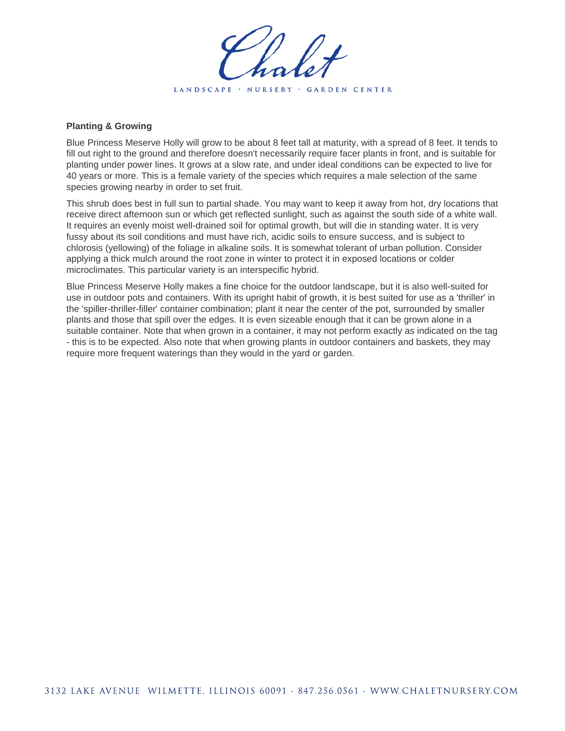**Planting & Growing**

Blue Princess Meserve Holly will grow to be about 8 feet tall at maturity, with a spread of 8 feet. It tends to fill out right to the ground and therefore doesn't necessarily require facer plants in front, and is suitable for planting under power lines. It grows at a slow rate, and under ideal conditions can be expected to live for 40 years or more. This is a female variety of the species which requires a male selection of the same species growing nearby in order to set fruit.

This shrub does best in full sun to partial shade. You may want to keep it away from hot, dry locations that receive direct afternoon sun or which get reflected sunlight, such as against the south side of a white wall. It requires an evenly moist well-drained soil for optimal growth, but will die in standing water. It is very fussy about its soil conditions and must have rich, acidic soils to ensure success, and is subject to chlorosis (yellowing) of the foliage in alkaline soils. It is somewhat tolerant of urban pollution. Consider applying a thick mulch around the root zone in winter to protect it in exposed locations or colder microclimates. This particular variety is an interspecific hybrid.

Blue Princess Meserve Holly makes a fine choice for the outdoor landscape, but it is also well-suited for use in outdoor pots and containers. With its upright habit of growth, it is best suited for use as a 'thriller' in the 'spiller-thriller-filler' container combination; plant it near the center of the pot, surrounded by smaller plants and those that spill over the edges. It is even sizeable enough that it can be grown alone in a suitable container. Note that when grown in a container, it may not perform exactly as indicated on the tag - this is to be expected. Also note that when growing plants in outdoor containers and baskets, they may require more frequent waterings than they would in the yard or garden.